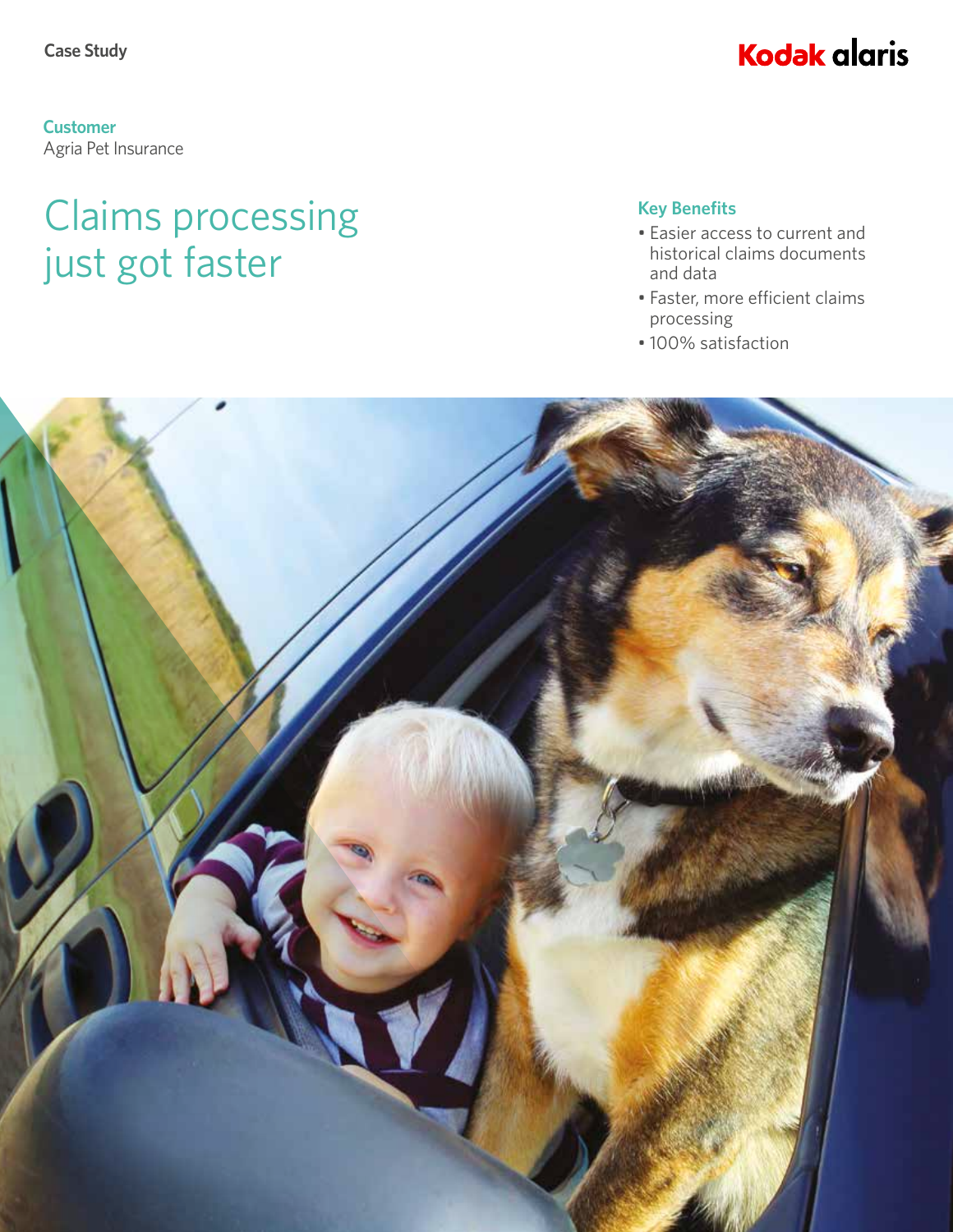Case Study

Kodak alaris

**Customer**
Agria Pet Insurance

# Claims processing just got faster

**Key Benefits**

- Easier access to current and historical claims documents and data
- Faster, more efficient claims processing
- 100% satisfaction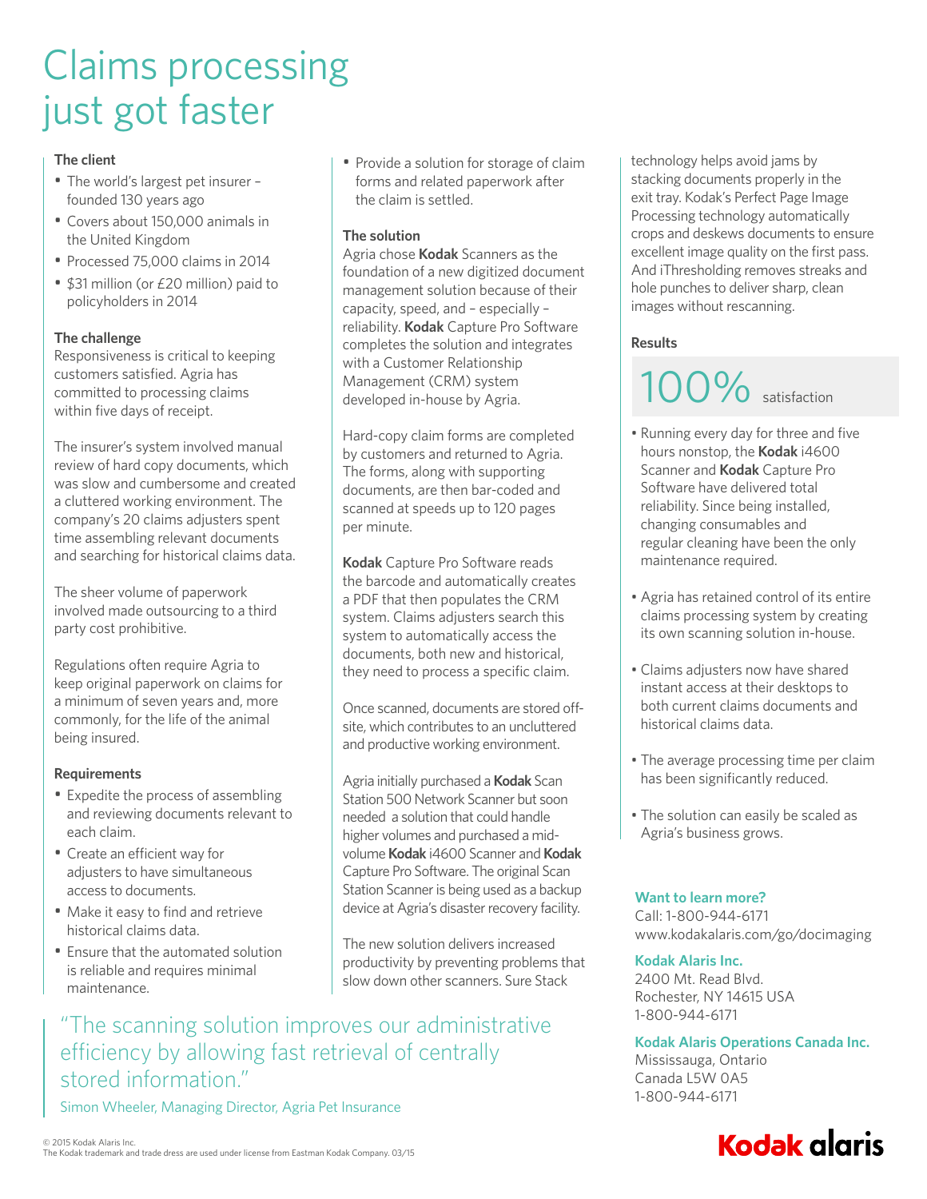# Claims processing just got faster

### The client

- The world's largest pet insurer – founded 130 years ago
- Covers about 150,000 animals in the United Kingdom
- Processed 75,000 claims in 2014
- $31 million (or £20 million) paid to policyholders in 2014

### The challenge

Responsiveness is critical to keeping customers satisfied. Agria has committed to processing claims within five days of receipt.

The insurer's system involved manual review of hard copy documents, which was slow and cumbersome and created a cluttered working environment. The company's 20 claims adjusters spent time assembling relevant documents and searching for historical claims data.

The sheer volume of paperwork involved made outsourcing to a third party cost prohibitive.

Regulations often require Agria to keep original paperwork on claims for a minimum of seven years and, more commonly, for the life of the animal being insured.

### Requirements

- Expedite the process of assembling and reviewing documents relevant to each claim.
- Create an efficient way for adjusters to have simultaneous access to documents.
- Make it easy to find and retrieve historical claims data.
- Ensure that the automated solution is reliable and requires minimal maintenance.
- Provide a solution for storage of claim forms and related paperwork after the claim is settled.

### The solution

Agria chose **Kodak** Scanners as the foundation of a new digitized document management solution because of their capacity, speed, and – especially – reliability. **Kodak** Capture Pro Software completes the solution and integrates with a Customer Relationship Management (CRM) system developed in-house by Agria.

Hard-copy claim forms are completed by customers and returned to Agria. The forms, along with supporting documents, are then bar-coded and scanned at speeds up to 120 pages per minute.

**Kodak** Capture Pro Software reads the barcode and automatically creates a PDF that then populates the CRM system. Claims adjusters search this system to automatically access the documents, both new and historical, they need to process a specific claim.

Once scanned, documents are stored off-site, which contributes to an uncluttered and productive working environment.

Agria initially purchased a **Kodak** Scan Station 500 Network Scanner but soon needed a solution that could handle higher volumes and purchased a mid-volume **Kodak** i4600 Scanner and **Kodak** Capture Pro Software. The original Scan Station Scanner is being used as a backup device at Agria's disaster recovery facility.

The new solution delivers increased productivity by preventing problems that slow down other scanners. Sure Stack technology helps avoid jams by stacking documents properly in the exit tray. Kodak's Perfect Page Image Processing technology automatically crops and deskews documents to ensure excellent image quality on the first pass. And iThresholding removes streaks and hole punches to deliver sharp, clean images without rescanning.

### Results

**100%** satisfaction

- Running every day for three and five hours nonstop, the **Kodak** i4600 Scanner and **Kodak** Capture Pro Software have delivered total reliability. Since being installed, changing consumables and regular cleaning have been the only maintenance required.
- Agria has retained control of its entire claims processing system by creating its own scanning solution in-house.
- Claims adjusters now have shared instant access at their desktops to both current claims documents and historical claims data.
- The average processing time per claim has been significantly reduced.
- The solution can easily be scaled as Agria's business grows.

> "The scanning solution improves our administrative efficiency by allowing fast retrieval of centrally stored information."
>
> Simon Wheeler, Managing Director, Agria Pet Insurance

**Want to learn more?**
Call: 1-800-944-6171
www.kodakalaris.com/go/docimaging

**Kodak Alaris Inc.**
2400 Mt. Read Blvd.
Rochester, NY 14615 USA
1-800-944-6171

**Kodak Alaris Operations Canada Inc.**
Mississauga, Ontario
Canada L5W 0A5
1-800-944-6171

© 2015 Kodak Alaris Inc.
The Kodak trademark and trade dress are used under license from Eastman Kodak Company. 03/15

Kodak alaris